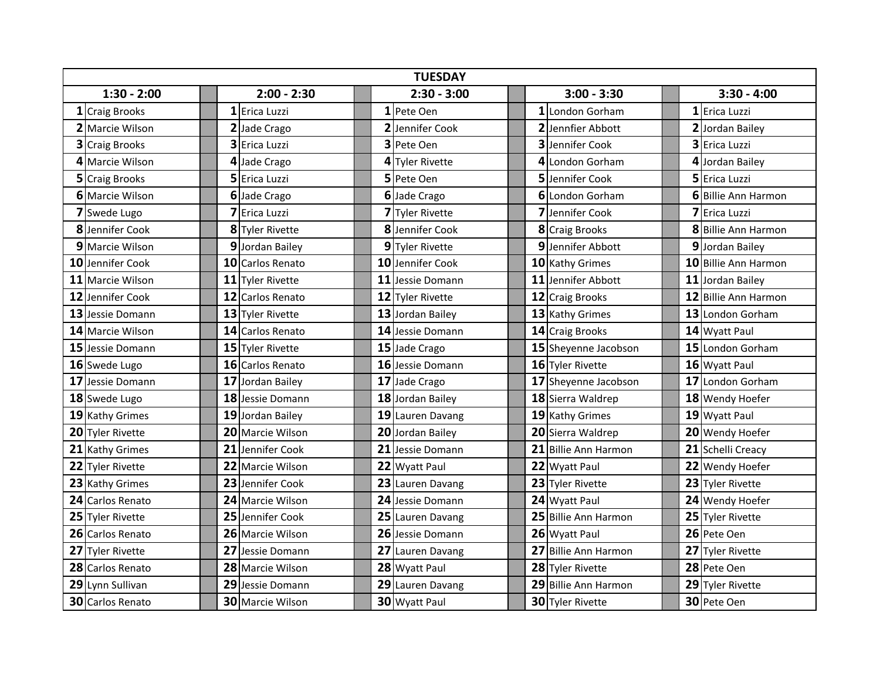| TUESDAY | | | | | | | | | | | | | |
|---|---|---|---|---|---|---|---|---|---|---|---|---|---|
| 1:30 - 2:00 | | | 2:00 - 2:30 | | | 2:30 - 3:00 | | | 3:00 - 3:30 | | | 3:30 - 4:00 | |
| 1 | Craig Brooks | | 1 | Erica Luzzi | | 1 | Pete Oen | | 1 | London Gorham | | 1 | Erica Luzzi |
| 2 | Marcie Wilson | | 2 | Jade Crago | | 2 | Jennifer Cook | | 2 | Jennfier Abbott | | 2 | Jordan Bailey |
| 3 | Craig Brooks | | 3 | Erica Luzzi | | 3 | Pete Oen | | 3 | Jennifer Cook | | 3 | Erica Luzzi |
| 4 | Marcie Wilson | | 4 | Jade Crago | | 4 | Tyler Rivette | | 4 | London Gorham | | 4 | Jordan Bailey |
| 5 | Craig Brooks | | 5 | Erica Luzzi | | 5 | Pete Oen | | 5 | Jennifer Cook | | 5 | Erica Luzzi |
| 6 | Marcie Wilson | | 6 | Jade Crago | | 6 | Jade Crago | | 6 | London Gorham | | 6 | Billie Ann Harmon |
| 7 | Swede Lugo | | 7 | Erica Luzzi | | 7 | Tyler Rivette | | 7 | Jennifer Cook | | 7 | Erica Luzzi |
| 8 | Jennifer Cook | | 8 | Tyler Rivette | | 8 | Jennifer Cook | | 8 | Craig Brooks | | 8 | Billie Ann Harmon |
| 9 | Marcie Wilson | | 9 | Jordan Bailey | | 9 | Tyler Rivette | | 9 | Jennifer Abbott | | 9 | Jordan Bailey |
| 10 | Jennifer Cook | | 10 | Carlos Renato | | 10 | Jennifer Cook | | 10 | Kathy Grimes | | 10 | Billie Ann Harmon |
| 11 | Marcie Wilson | | 11 | Tyler Rivette | | 11 | Jessie Domann | | 11 | Jennifer Abbott | | 11 | Jordan Bailey |
| 12 | Jennifer Cook | | 12 | Carlos Renato | | 12 | Tyler Rivette | | 12 | Craig Brooks | | 12 | Billie Ann Harmon |
| 13 | Jessie Domann | | 13 | Tyler Rivette | | 13 | Jordan Bailey | | 13 | Kathy Grimes | | 13 | London Gorham |
| 14 | Marcie Wilson | | 14 | Carlos Renato | | 14 | Jessie Domann | | 14 | Craig Brooks | | 14 | Wyatt Paul |
| 15 | Jessie Domann | | 15 | Tyler Rivette | | 15 | Jade Crago | | 15 | Sheyenne Jacobson | | 15 | London Gorham |
| 16 | Swede Lugo | | 16 | Carlos Renato | | 16 | Jessie Domann | | 16 | Tyler Rivette | | 16 | Wyatt Paul |
| 17 | Jessie Domann | | 17 | Jordan Bailey | | 17 | Jade Crago | | 17 | Sheyenne Jacobson | | 17 | London Gorham |
| 18 | Swede Lugo | | 18 | Jessie Domann | | 18 | Jordan Bailey | | 18 | Sierra Waldrep | | 18 | Wendy Hoefer |
| 19 | Kathy Grimes | | 19 | Jordan Bailey | | 19 | Lauren Davang | | 19 | Kathy Grimes | | 19 | Wyatt Paul |
| 20 | Tyler Rivette | | 20 | Marcie Wilson | | 20 | Jordan Bailey | | 20 | Sierra Waldrep | | 20 | Wendy Hoefer |
| 21 | Kathy Grimes | | 21 | Jennifer Cook | | 21 | Jessie Domann | | 21 | Billie Ann Harmon | | 21 | Schelli Creacy |
| 22 | Tyler Rivette | | 22 | Marcie Wilson | | 22 | Wyatt Paul | | 22 | Wyatt Paul | | 22 | Wendy Hoefer |
| 23 | Kathy Grimes | | 23 | Jennifer Cook | | 23 | Lauren Davang | | 23 | Tyler Rivette | | 23 | Tyler Rivette |
| 24 | Carlos Renato | | 24 | Marcie Wilson | | 24 | Jessie Domann | | 24 | Wyatt Paul | | 24 | Wendy Hoefer |
| 25 | Tyler Rivette | | 25 | Jennifer Cook | | 25 | Lauren Davang | | 25 | Billie Ann Harmon | | 25 | Tyler Rivette |
| 26 | Carlos Renato | | 26 | Marcie Wilson | | 26 | Jessie Domann | | 26 | Wyatt Paul | | 26 | Pete Oen |
| 27 | Tyler Rivette | | 27 | Jessie Domann | | 27 | Lauren Davang | | 27 | Billie Ann Harmon | | 27 | Tyler Rivette |
| 28 | Carlos Renato | | 28 | Marcie Wilson | | 28 | Wyatt Paul | | 28 | Tyler Rivette | | 28 | Pete Oen |
| 29 | Lynn Sullivan | | 29 | Jessie Domann | | 29 | Lauren Davang | | 29 | Billie Ann Harmon | | 29 | Tyler Rivette |
| 30 | Carlos Renato | | 30 | Marcie Wilson | | 30 | Wyatt Paul | | 30 | Tyler Rivette | | 30 | Pete Oen |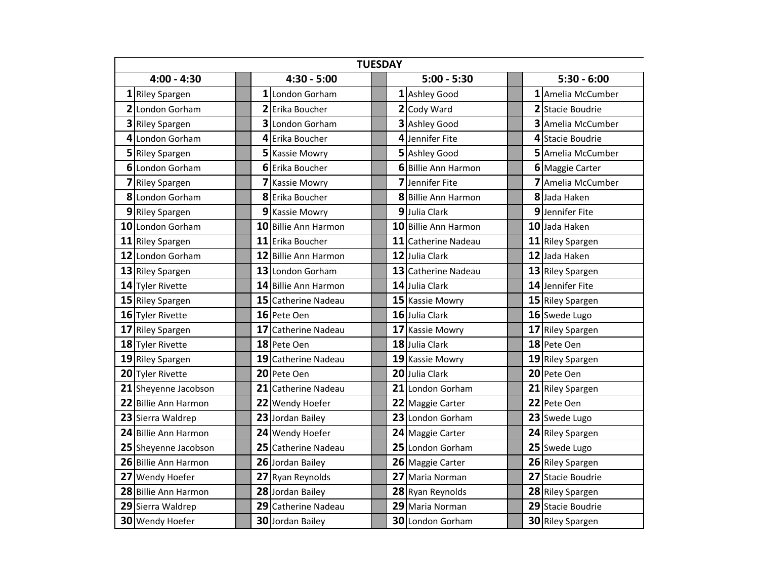| TUESDAY | | | | | | | | | | |
|---|---|---|---|---|---|---|---|---|---|---|
| 4:00 - 4:30 | | | 4:30 - 5:00 | | | 5:00 - 5:30 | | | 5:30 - 6:00 | |
| 1 | Riley Spargen | | 1 | London Gorham | | 1 | Ashley Good | | 1 | Amelia McCumber |
| 2 | London Gorham | | 2 | Erika Boucher | | 2 | Cody Ward | | 2 | Stacie Boudrie |
| 3 | Riley Spargen | | 3 | London Gorham | | 3 | Ashley Good | | 3 | Amelia McCumber |
| 4 | London Gorham | | 4 | Erika Boucher | | 4 | Jennifer Fite | | 4 | Stacie Boudrie |
| 5 | Riley Spargen | | 5 | Kassie Mowry | | 5 | Ashley Good | | 5 | Amelia McCumber |
| 6 | London Gorham | | 6 | Erika Boucher | | 6 | Billie Ann Harmon | | 6 | Maggie Carter |
| 7 | Riley Spargen | | 7 | Kassie Mowry | | 7 | Jennifer Fite | | 7 | Amelia McCumber |
| 8 | London Gorham | | 8 | Erika Boucher | | 8 | Billie Ann Harmon | | 8 | Jada Haken |
| 9 | Riley Spargen | | 9 | Kassie Mowry | | 9 | Julia Clark | | 9 | Jennifer Fite |
| 10 | London Gorham | | 10 | Billie Ann Harmon | | 10 | Billie Ann Harmon | | 10 | Jada Haken |
| 11 | Riley Spargen | | 11 | Erika Boucher | | 11 | Catherine Nadeau | | 11 | Riley Spargen |
| 12 | London Gorham | | 12 | Billie Ann Harmon | | 12 | Julia Clark | | 12 | Jada Haken |
| 13 | Riley Spargen | | 13 | London Gorham | | 13 | Catherine Nadeau | | 13 | Riley Spargen |
| 14 | Tyler Rivette | | 14 | Billie Ann Harmon | | 14 | Julia Clark | | 14 | Jennifer Fite |
| 15 | Riley Spargen | | 15 | Catherine Nadeau | | 15 | Kassie Mowry | | 15 | Riley Spargen |
| 16 | Tyler Rivette | | 16 | Pete Oen | | 16 | Julia Clark | | 16 | Swede Lugo |
| 17 | Riley Spargen | | 17 | Catherine Nadeau | | 17 | Kassie Mowry | | 17 | Riley Spargen |
| 18 | Tyler Rivette | | 18 | Pete Oen | | 18 | Julia Clark | | 18 | Pete Oen |
| 19 | Riley Spargen | | 19 | Catherine Nadeau | | 19 | Kassie Mowry | | 19 | Riley Spargen |
| 20 | Tyler Rivette | | 20 | Pete Oen | | 20 | Julia Clark | | 20 | Pete Oen |
| 21 | Sheyenne Jacobson | | 21 | Catherine Nadeau | | 21 | London Gorham | | 21 | Riley Spargen |
| 22 | Billie Ann Harmon | | 22 | Wendy Hoefer | | 22 | Maggie Carter | | 22 | Pete Oen |
| 23 | Sierra Waldrep | | 23 | Jordan Bailey | | 23 | London Gorham | | 23 | Swede Lugo |
| 24 | Billie Ann Harmon | | 24 | Wendy Hoefer | | 24 | Maggie Carter | | 24 | Riley Spargen |
| 25 | Sheyenne Jacobson | | 25 | Catherine Nadeau | | 25 | London Gorham | | 25 | Swede Lugo |
| 26 | Billie Ann Harmon | | 26 | Jordan Bailey | | 26 | Maggie Carter | | 26 | Riley Spargen |
| 27 | Wendy Hoefer | | 27 | Ryan Reynolds | | 27 | Maria Norman | | 27 | Stacie Boudrie |
| 28 | Billie Ann Harmon | | 28 | Jordan Bailey | | 28 | Ryan Reynolds | | 28 | Riley Spargen |
| 29 | Sierra Waldrep | | 29 | Catherine Nadeau | | 29 | Maria Norman | | 29 | Stacie Boudrie |
| 30 | Wendy Hoefer | | 30 | Jordan Bailey | | 30 | London Gorham | | 30 | Riley Spargen |